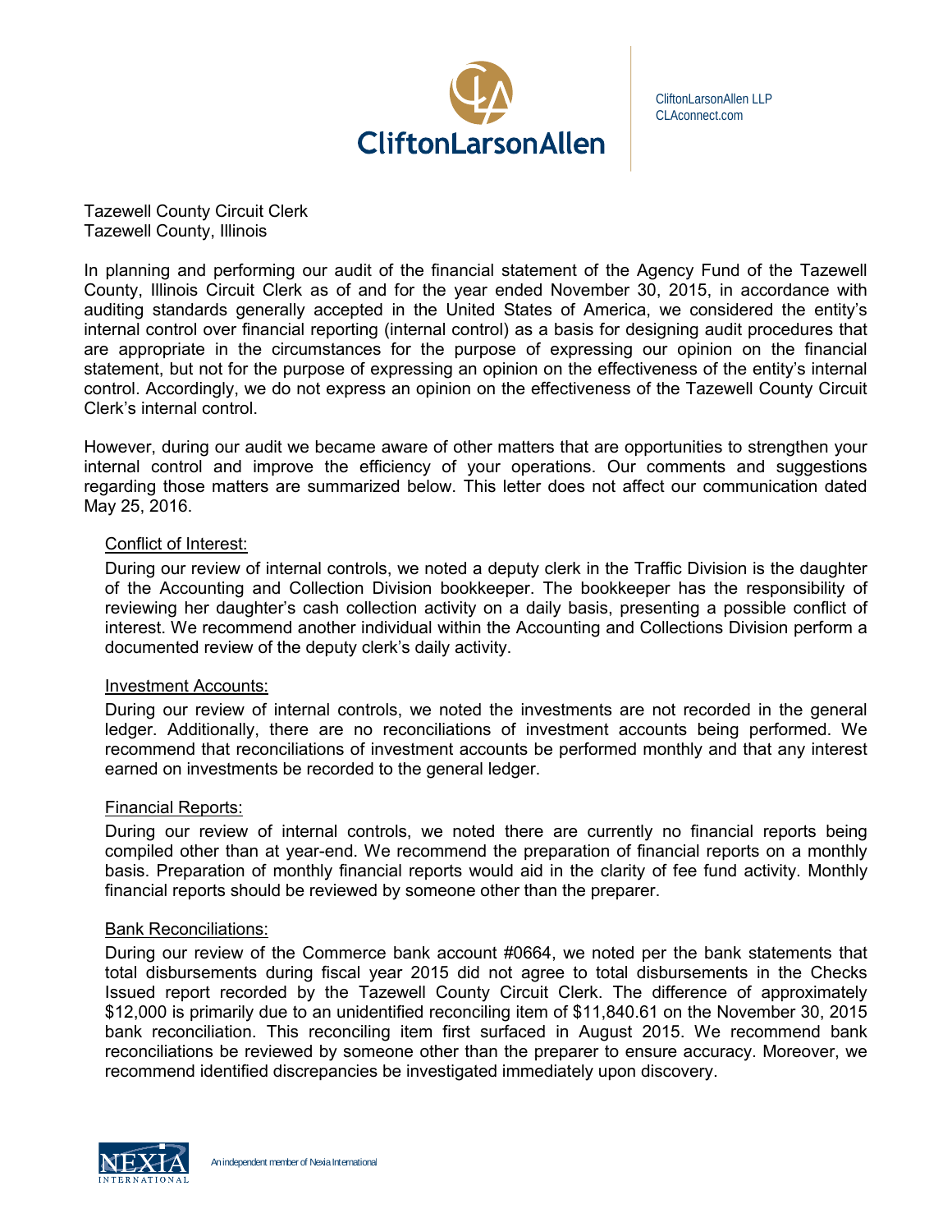CliftonLarsonAllen

CliftonLarsonAllen LLP
CLAconnect.com

Tazewell County Circuit Clerk
Tazewell County, Illinois

In planning and performing our audit of the financial statement of the Agency Fund of the Tazewell County, Illinois Circuit Clerk as of and for the year ended November 30, 2015, in accordance with auditing standards generally accepted in the United States of America, we considered the entity's internal control over financial reporting (internal control) as a basis for designing audit procedures that are appropriate in the circumstances for the purpose of expressing our opinion on the financial statement, but not for the purpose of expressing an opinion on the effectiveness of the entity's internal control. Accordingly, we do not express an opinion on the effectiveness of the Tazewell County Circuit Clerk's internal control.

However, during our audit we became aware of other matters that are opportunities to strengthen your internal control and improve the efficiency of your operations. Our comments and suggestions regarding those matters are summarized below. This letter does not affect our communication dated May 25, 2016.

Conflict of Interest:

During our review of internal controls, we noted a deputy clerk in the Traffic Division is the daughter of the Accounting and Collection Division bookkeeper. The bookkeeper has the responsibility of reviewing her daughter's cash collection activity on a daily basis, presenting a possible conflict of interest. We recommend another individual within the Accounting and Collections Division perform a documented review of the deputy clerk's daily activity.

Investment Accounts:

During our review of internal controls, we noted the investments are not recorded in the general ledger. Additionally, there are no reconciliations of investment accounts being performed. We recommend that reconciliations of investment accounts be performed monthly and that any interest earned on investments be recorded to the general ledger.

Financial Reports:

During our review of internal controls, we noted there are currently no financial reports being compiled other than at year-end. We recommend the preparation of financial reports on a monthly basis. Preparation of monthly financial reports would aid in the clarity of fee fund activity. Monthly financial reports should be reviewed by someone other than the preparer.

Bank Reconciliations:

During our review of the Commerce bank account #0664, we noted per the bank statements that total disbursements during fiscal year 2015 did not agree to total disbursements in the Checks Issued report recorded by the Tazewell County Circuit Clerk. The difference of approximately $12,000 is primarily due to an unidentified reconciling item of $11,840.61 on the November 30, 2015 bank reconciliation. This reconciling item first surfaced in August 2015. We recommend bank reconciliations be reviewed by someone other than the preparer to ensure accuracy. Moreover, we recommend identified discrepancies be investigated immediately upon discovery.

NEXIA INTERNATIONAL — An independent member of Nexia International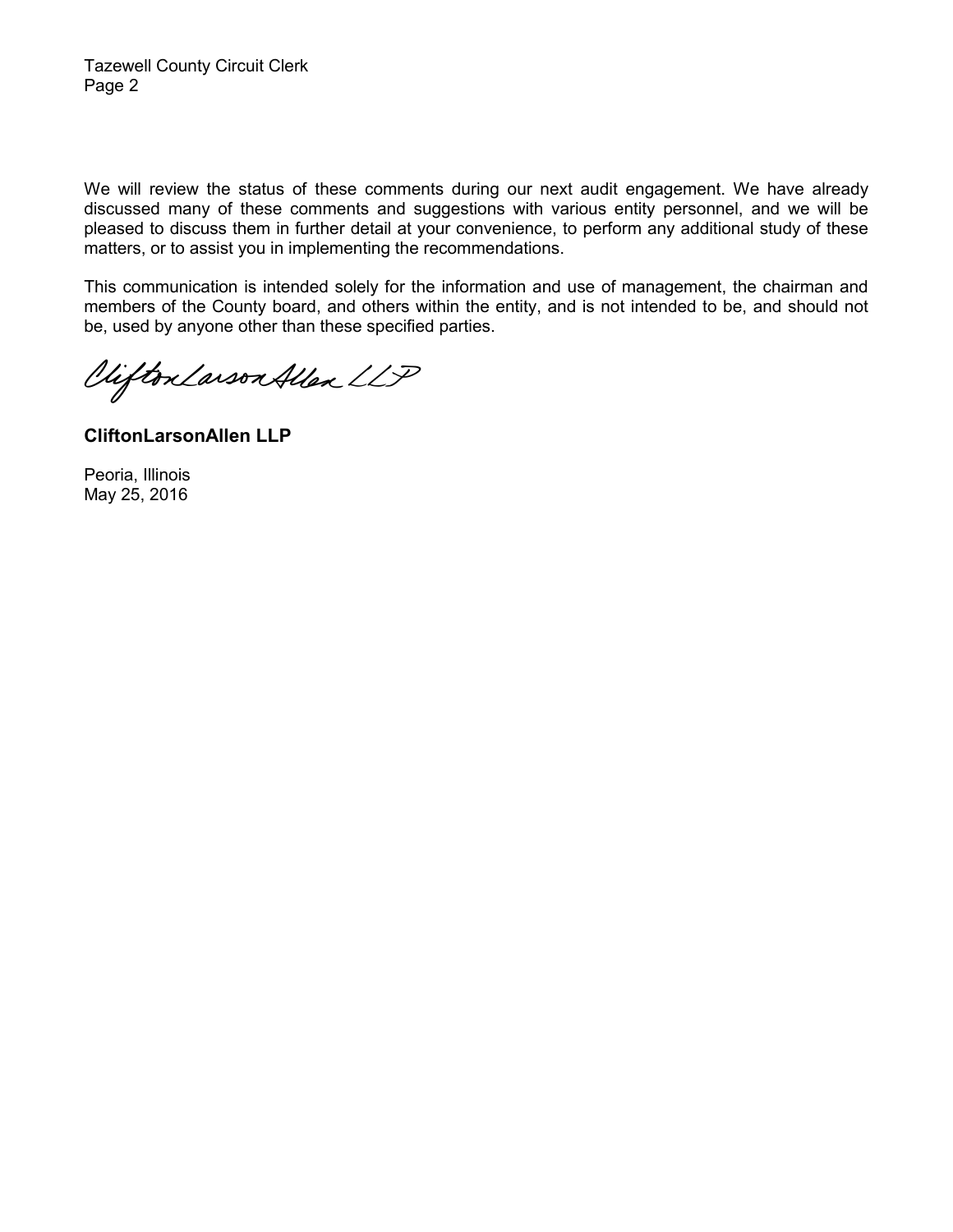We will review the status of these comments during our next audit engagement. We have already discussed many of these comments and suggestions with various entity personnel, and we will be pleased to discuss them in further detail at your convenience, to perform any additional study of these matters, or to assist you in implementing the recommendations.

This communication is intended solely for the information and use of management, the chairman and members of the County board, and others within the entity, and is not intended to be, and should not be, used by anyone other than these specified parties.

CliftonLarsonAllen LLP

**CliftonLarsonAllen LLP**

Peoria, Illinois
May 25, 2016